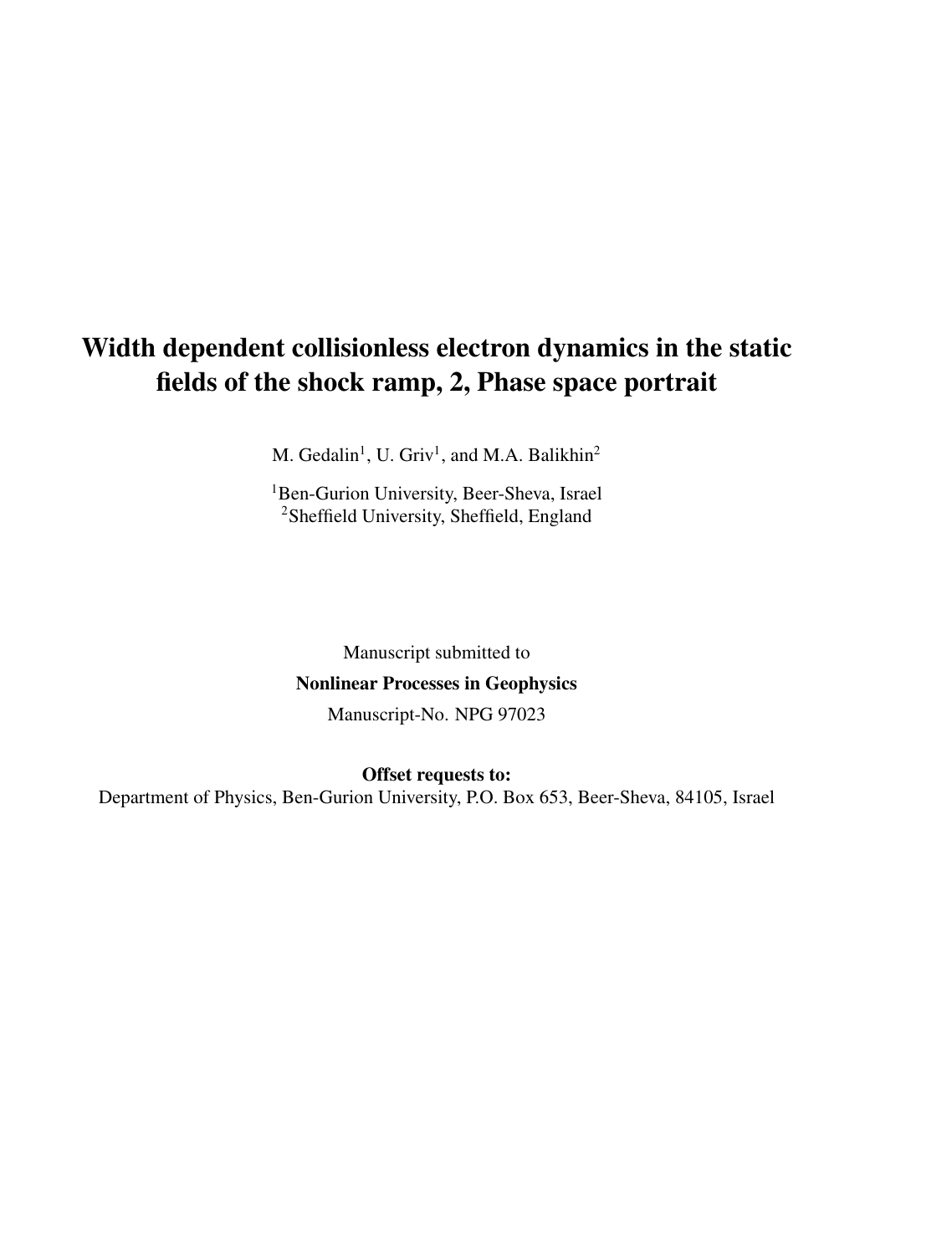# Width dependent collisionless electron dynamics in the static fields of the shock ramp, 2, Phase space portrait

M. Gedalin[1], U. Griv[1], and M.A. Balikhin[2]

[1]Ben-Gurion University, Beer-Sheva, Israel
[2]Sheffield University, Sheffield, England

Manuscript submitted to

**Nonlinear Processes in Geophysics**

Manuscript-No. NPG 97023

**Offset requests to:**
Department of Physics, Ben-Gurion University, P.O. Box 653, Beer-Sheva, 84105, Israel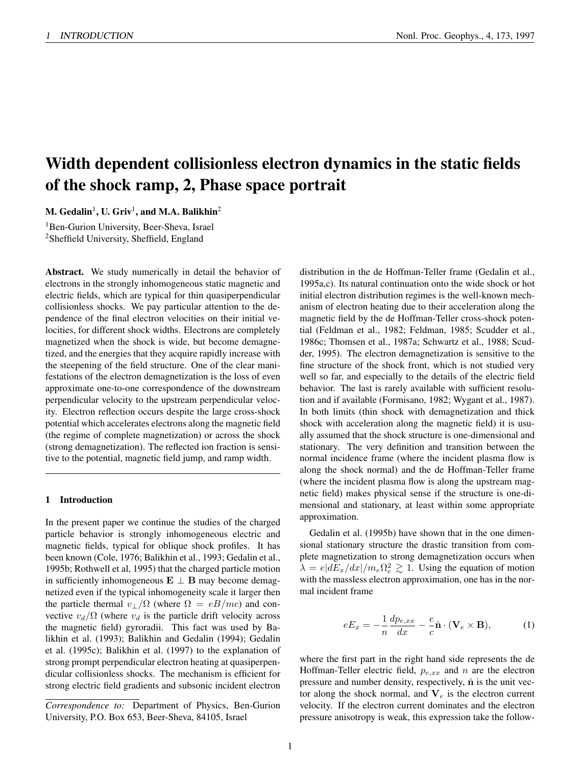# Width dependent collisionless electron dynamics in the static fields of the shock ramp, 2, Phase space portrait

**M. Gedalin**[1], **U. Griv**[1], **and M.A. Balikhin**[2]

[1]Ben-Gurion University, Beer-Sheva, Israel
[2]Sheffield University, Sheffield, England

**Abstract.** We study numerically in detail the behavior of electrons in the strongly inhomogeneous static magnetic and electric fields, which are typical for thin quasiperpendicular collisionless shocks. We pay particular attention to the dependence of the final electron velocities on their initial velocities, for different shock widths. Electrons are completely magnetized when the shock is wide, but become demagnetized, and the energies that they acquire rapidly increase with the steepening of the field structure. One of the clear manifestations of the electron demagnetization is the loss of even approximate one-to-one correspondence of the downstream perpendicular velocity to the upstream perpendicular velocity. Electron reflection occurs despite the large cross-shock potential which accelerates electrons along the magnetic field (the regime of complete magnetization) or across the shock (strong demagnetization). The reflected ion fraction is sensitive to the potential, magnetic field jump, and ramp width.

## 1 Introduction

In the present paper we continue the studies of the charged particle behavior is strongly inhomogeneous electric and magnetic fields, typical for oblique shock profiles. It has been known (Cole, 1976; Balikhin et al., 1993; Gedalin et al., 1995b; Rothwell et al, 1995) that the charged particle motion in sufficiently inhomogeneous $\mathbf{E} \perp \mathbf{B}$ may become demagnetized even if the typical inhomogeneity scale it larger then the particle thermal $v_\perp/\Omega$ (where $\Omega = eB/mc$) and convective $v_d/\Omega$ (where $v_d$ is the particle drift velocity across the magnetic field) gyroradii. This fact was used by Balikhin et al. (1993); Balikhin and Gedalin (1994); Gedalin et al. (1995c); Balikhin et al. (1997) to the explanation of strong prompt perpendicular electron heating at quasiperpendicular collisionless shocks. The mechanism is efficient for strong electric field gradients and subsonic incident electron distribution in the de Hoffman-Teller frame (Gedalin et al., 1995a,c). Its natural continuation onto the wide shock or hot initial electron distribution regimes is the well-known mechanism of electron heating due to their acceleration along the magnetic field by the de Hoffman-Teller cross-shock potential (Feldman et al., 1982; Feldman, 1985; Scudder et al., 1986c; Thomsen et al., 1987a; Schwartz et al., 1988; Scudder, 1995). The electron demagnetization is sensitive to the fine structure of the shock front, which is not studied very well so far, and especially to the details of the electric field behavior. The last is rarely available with sufficient resolution and if available (Formisano, 1982; Wygant et al., 1987). In both limits (thin shock with demagnetization and thick shock with acceleration along the magnetic field) it is usually assumed that the shock structure is one-dimensional and stationary. The very definition and transition between the normal incidence frame (where the incident plasma flow is along the shock normal) and the de Hoffman-Teller frame (where the incident plasma flow is along the upstream magnetic field) makes physical sense if the structure is one-dimensional and stationary, at least within some appropriate approximation.

Gedalin et al. (1995b) have shown that in the one dimensional stationary structure the drastic transition from complete magnetization to strong demagnetization occurs when $\lambda = e|dE_x/dx|/m_e\Omega_e^2 \gtrsim 1$. Using the equation of motion with the massless electron approximation, one has in the normal incident frame

$$eE_x = -\frac{1}{n}\frac{dp_{e,xx}}{dx} - \frac{e}{c}\hat{\mathbf{n}} \cdot (\mathbf{V}_e \times \mathbf{B}), \tag{1}$$

where the first part in the right hand side represents the de Hoffman-Teller electric field, $p_{e,xx}$ and $n$ are the electron pressure and number density, respectively, $\hat{\mathbf{n}}$ is the unit vector along the shock normal, and $\mathbf{V}_e$ is the electron current velocity. If the electron current dominates and the electron pressure anisotropy is weak, this expression take the follow-

*Correspondence to:* Department of Physics, Ben-Gurion University, P.O. Box 653, Beer-Sheva, 84105, Israel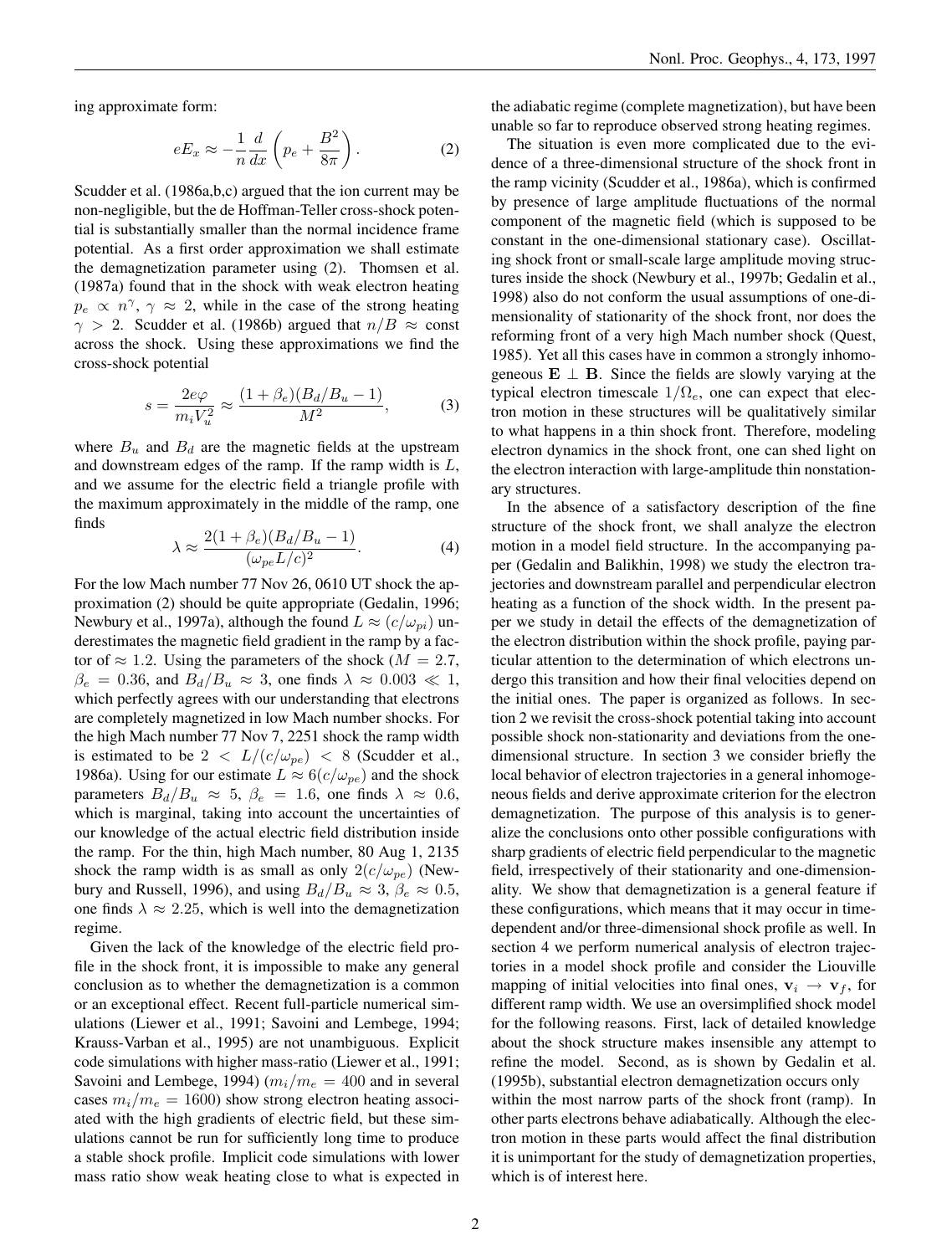ing approximate form:

$$eE_x \approx -\frac{1}{n}\frac{d}{dx}\left(p_e + \frac{B^2}{8\pi}\right). \quad (2)$$

Scudder et al. (1986a,b,c) argued that the ion current may be non-negligible, but the de Hoffman-Teller cross-shock potential is substantially smaller than the normal incidence frame potential. As a first order approximation we shall estimate the demagnetization parameter using (2). Thomsen et al. (1987a) found that in the shock with weak electron heating $p_e \propto n^\gamma$, $\gamma \approx 2$, while in the case of the strong heating $\gamma > 2$. Scudder et al. (1986b) argued that $n/B \approx$ const across the shock. Using these approximations we find the cross-shock potential

$$s = \frac{2e\varphi}{m_i V_u^2} \approx \frac{(1+\beta_e)(B_d/B_u - 1)}{M^2}, \quad (3)$$

where $B_u$ and $B_d$ are the magnetic fields at the upstream and downstream edges of the ramp. If the ramp width is $L$, and we assume for the electric field a triangle profile with the maximum approximately in the middle of the ramp, one finds

$$\lambda \approx \frac{2(1+\beta_e)(B_d/B_u - 1)}{(\omega_{pe}L/c)^2}. \quad (4)$$

For the low Mach number 77 Nov 26, 0610 UT shock the approximation (2) should be quite appropriate (Gedalin, 1996; Newbury et al., 1997a), although the found $L \approx (c/\omega_{pi})$ underestimates the magnetic field gradient in the ramp by a factor of $\approx 1.2$. Using the parameters of the shock ($M = 2.7$, $\beta_e = 0.36$, and $B_d/B_u \approx 3$, one finds $\lambda \approx 0.003 \ll 1$, which perfectly agrees with our understanding that electrons are completely magnetized in low Mach number shocks. For the high Mach number 77 Nov 7, 2251 shock the ramp width is estimated to be $2 < L/(c/\omega_{pe}) < 8$ (Scudder et al., 1986a). Using for our estimate $L \approx 6(c/\omega_{pe})$ and the shock parameters $B_d/B_u \approx 5$, $\beta_e = 1.6$, one finds $\lambda \approx 0.6$, which is marginal, taking into account the uncertainties of our knowledge of the actual electric field distribution inside the ramp. For the thin, high Mach number, 80 Aug 1, 2135 shock the ramp width is as small as only $2(c/\omega_{pe})$ (Newbury and Russell, 1996), and using $B_d/B_u \approx 3$, $\beta_e \approx 0.5$, one finds $\lambda \approx 2.25$, which is well into the demagnetization regime.

Given the lack of the knowledge of the electric field profile in the shock front, it is impossible to make any general conclusion as to whether the demagnetization is a common or an exceptional effect. Recent full-particle numerical simulations (Liewer et al., 1991; Savoini and Lembege, 1994; Krauss-Varban et al., 1995) are not unambiguous. Explicit code simulations with higher mass-ratio (Liewer et al., 1991; Savoini and Lembege, 1994) ($m_i/m_e = 400$ and in several cases $m_i/m_e = 1600$) show strong electron heating associated with the high gradients of electric field, but these simulations cannot be run for sufficiently long time to produce a stable shock profile. Implicit code simulations with lower mass ratio show weak heating close to what is expected in the adiabatic regime (complete magnetization), but have been unable so far to reproduce observed strong heating regimes.

The situation is even more complicated due to the evidence of a three-dimensional structure of the shock front in the ramp vicinity (Scudder et al., 1986a), which is confirmed by presence of large amplitude fluctuations of the normal component of the magnetic field (which is supposed to be constant in the one-dimensional stationary case). Oscillating shock front or small-scale large amplitude moving structures inside the shock (Newbury et al., 1997b; Gedalin et al., 1998) also do not conform the usual assumptions of one-dimensionality of stationarity of the shock front, nor does the reforming front of a very high Mach number shock (Quest, 1985). Yet all this cases have in common a strongly inhomogeneous $\mathbf{E} \perp \mathbf{B}$. Since the fields are slowly varying at the typical electron timescale $1/\Omega_e$, one can expect that electron motion in these structures will be qualitatively similar to what happens in a thin shock front. Therefore, modeling electron dynamics in the shock front, one can shed light on the electron interaction with large-amplitude thin nonstationary structures.

In the absence of a satisfactory description of the fine structure of the shock front, we shall analyze the electron motion in a model field structure. In the accompanying paper (Gedalin and Balikhin, 1998) we study the electron trajectories and downstream parallel and perpendicular electron heating as a function of the shock width. In the present paper we study in detail the effects of the demagnetization of the electron distribution within the shock profile, paying particular attention to the determination of which electrons undergo this transition and how their final velocities depend on the initial ones. The paper is organized as follows. In section 2 we revisit the cross-shock potential taking into account possible shock non-stationarity and deviations from the one-dimensional structure. In section 3 we consider briefly the local behavior of electron trajectories in a general inhomogeneous fields and derive approximate criterion for the electron demagnetization. The purpose of this analysis is to generalize the conclusions onto other possible configurations with sharp gradients of electric field perpendicular to the magnetic field, irrespectively of their stationarity and one-dimensionality. We show that demagnetization is a general feature if these configurations, which means that it may occur in time-dependent and/or three-dimensional shock profile as well. In section 4 we perform numerical analysis of electron trajectories in a model shock profile and consider the Liouville mapping of initial velocities into final ones, $\mathbf{v}_i \rightarrow \mathbf{v}_f$, for different ramp width. We use an oversimplified shock model for the following reasons. First, lack of detailed knowledge about the shock structure makes insensible any attempt to refine the model. Second, as is shown by Gedalin et al. (1995b), substantial electron demagnetization occurs only within the most narrow parts of the shock front (ramp). In other parts electrons behave adiabatically. Although the electron motion in these parts would affect the final distribution it is unimportant for the study of demagnetization properties, which is of interest here.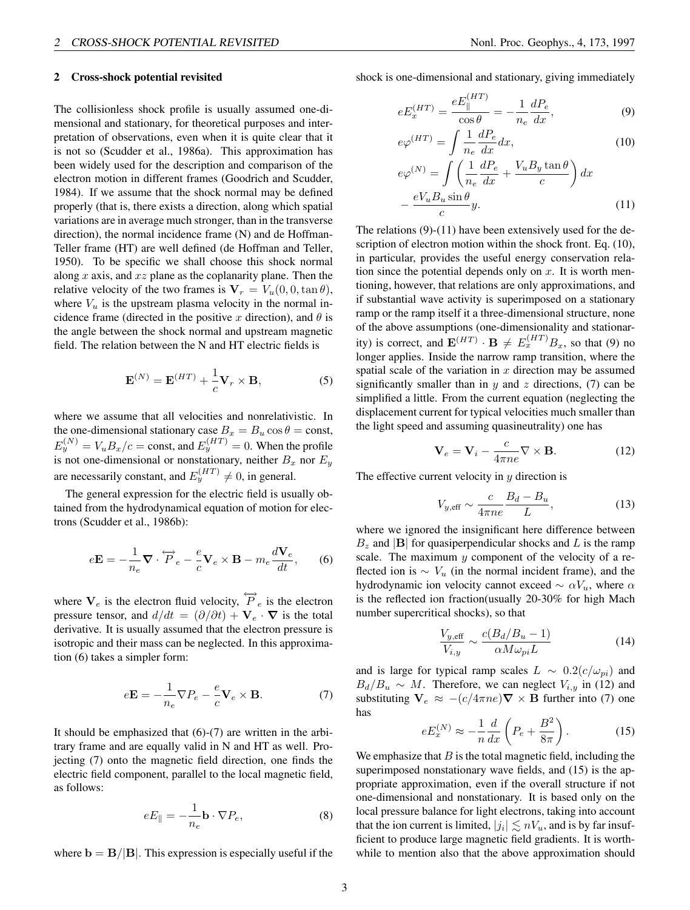## 2 Cross-shock potential revisited

The collisionless shock profile is usually assumed one-dimensional and stationary, for theoretical purposes and interpretation of observations, even when it is quite clear that it is not so (Scudder et al., 1986a). This approximation has been widely used for the description and comparison of the electron motion in different frames (Goodrich and Scudder, 1984). If we assume that the shock normal may be defined properly (that is, there exists a direction, along which spatial variations are in average much stronger, than in the transverse direction), the normal incidence frame (N) and de Hoffman-Teller frame (HT) are well defined (de Hoffman and Teller, 1950). To be specific we shall choose this shock normal along $x$ axis, and $xz$ plane as the coplanarity plane. Then the relative velocity of the two frames is $\mathbf{V}_r = V_u(0, 0, \tan\theta)$, where $V_u$ is the upstream plasma velocity in the normal incidence frame (directed in the positive $x$ direction), and $\theta$ is the angle between the shock normal and upstream magnetic field. The relation between the N and HT electric fields is

$$\mathbf{E}^{(N)} = \mathbf{E}^{(HT)} + \frac{1}{c}\mathbf{V}_r \times \mathbf{B}, \tag{5}$$

where we assume that all velocities and nonrelativistic. In the one-dimensional stationary case $B_x = B_u \cos\theta = \text{const}$, $E_y^{(N)} = V_u B_x / c = \text{const}$, and $E_y^{(HT)} = 0$. When the profile is not one-dimensional or nonstationary, neither $B_x$ nor $E_y$ are necessarily constant, and $E_y^{(HT)} \neq 0$, in general.

The general expression for the electric field is usually obtained from the hydrodynamical equation of motion for electrons (Scudder et al., 1986b):

$$e\mathbf{E} = -\frac{1}{n_e}\boldsymbol{\nabla} \cdot \overleftrightarrow{P}_e - \frac{e}{c}\mathbf{V}_e \times \mathbf{B} - m_e \frac{d\mathbf{V}_e}{dt}, \tag{6}$$

where $\mathbf{V}_e$ is the electron fluid velocity, $\overleftrightarrow{P}_e$ is the electron pressure tensor, and $d/dt = (\partial/\partial t) + \mathbf{V}_e \cdot \boldsymbol{\nabla}$ is the total derivative. It is usually assumed that the electron pressure is isotropic and their mass can be neglected. In this approximation (6) takes a simpler form:

$$e\mathbf{E} = -\frac{1}{n_e}\nabla P_e - \frac{e}{c}\mathbf{V}_e \times \mathbf{B}. \tag{7}$$

It should be emphasized that (6)-(7) are written in the arbitrary frame and are equally valid in N and HT as well. Projecting (7) onto the magnetic field direction, one finds the electric field component, parallel to the local magnetic field, as follows:

$$eE_\parallel = -\frac{1}{n_e}\mathbf{b} \cdot \nabla P_e, \tag{8}$$

where $\mathbf{b} = \mathbf{B}/|\mathbf{B}|$. This expression is especially useful if the shock is one-dimensional and stationary, giving immediately

$$eE_x^{(HT)} = \frac{eE_\parallel^{(HT)}}{\cos\theta} = -\frac{1}{n_e}\frac{dP_e}{dx}, \tag{9}$$

$$e\varphi^{(HT)} = \int \frac{1}{n_e}\frac{dP_e}{dx}dx, \tag{10}$$

$$e\varphi^{(N)} = \int \left(\frac{1}{n_e}\frac{dP_e}{dx} + \frac{V_u B_y \tan\theta}{c}\right)dx - \frac{eV_u B_u \sin\theta}{c}y. \tag{11}$$

The relations (9)-(11) have been extensively used for the description of electron motion within the shock front. Eq. (10), in particular, provides the useful energy conservation relation since the potential depends only on $x$. It is worth mentioning, however, that relations are only approximations, and if substantial wave activity is superimposed on a stationary ramp or the ramp itself it a three-dimensional structure, none of the above assumptions (one-dimensionality and stationarity) is correct, and $\mathbf{E}^{(HT)} \cdot \mathbf{B} \neq E_x^{(HT)} B_x$, so that (9) no longer applies. Inside the narrow ramp transition, where the spatial scale of the variation in $x$ direction may be assumed significantly smaller than in $y$ and $z$ directions, (7) can be simplified a little. From the current equation (neglecting the displacement current for typical velocities much smaller than the light speed and assuming quasineutrality) one has

$$\mathbf{V}_e = \mathbf{V}_i - \frac{c}{4\pi ne}\nabla \times \mathbf{B}. \tag{12}$$

The effective current velocity in $y$ direction is

$$V_{y,\text{eff}} \sim \frac{c}{4\pi ne}\frac{B_d - B_u}{L}, \tag{13}$$

where we ignored the insignificant here difference between $B_z$ and $|\mathbf{B}|$ for quasiperpendicular shocks and $L$ is the ramp scale. The maximum $y$ component of the velocity of a reflected ion is $\sim V_u$ (in the normal incident frame), and the hydrodynamic ion velocity cannot exceed $\sim \alpha V_u$, where $\alpha$ is the reflected ion fraction(usually 20-30% for high Mach number supercritical shocks), so that

$$\frac{V_{y,\text{eff}}}{V_{i,y}} \sim \frac{c(B_d/B_u - 1)}{\alpha M \omega_{pi} L} \tag{14}$$

and is large for typical ramp scales $L \sim 0.2(c/\omega_{pi})$ and $B_d/B_u \sim M$. Therefore, we can neglect $V_{i,y}$ in (12) and substituting $\mathbf{V}_e \approx -(c/4\pi ne)\nabla \times \mathbf{B}$ further into (7) one has

$$eE_x^{(N)} \approx -\frac{1}{n}\frac{d}{dx}\left(P_e + \frac{B^2}{8\pi}\right). \tag{15}$$

We emphasize that $B$ is the total magnetic field, including the superimposed nonstationary wave fields, and (15) is the appropriate approximation, even if the overall structure if not one-dimensional and nonstationary. It is based only on the local pressure balance for light electrons, taking into account that the ion current is limited, $|j_i| \lesssim nV_u$, and is by far insufficient to produce large magnetic field gradients. It is worthwhile to mention also that the above approximation should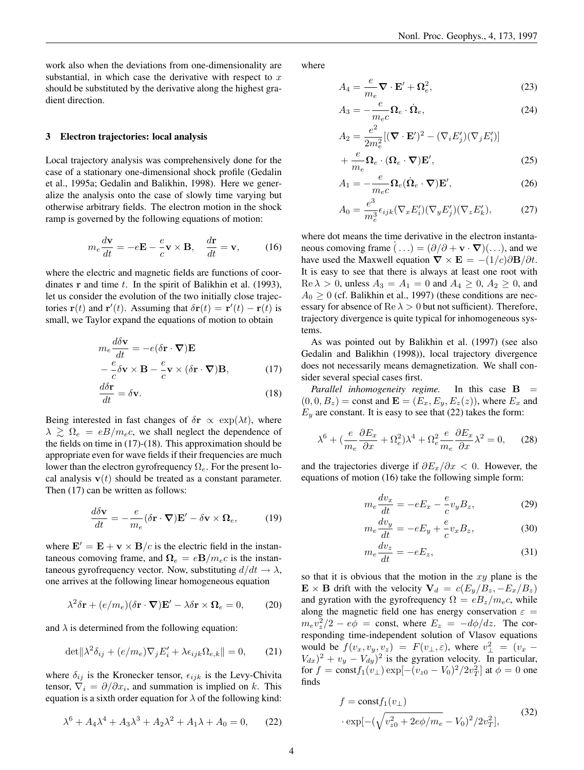work also when the deviations from one-dimensionality are substantial, in which case the derivative with respect to $x$ should be substituted by the derivative along the highest gradient direction.

## 3 Electron trajectories: local analysis

Local trajectory analysis was comprehensively done for the case of a stationary one-dimensional shock profile (Gedalin et al., 1995a; Gedalin and Balikhin, 1998). Here we generalize the analysis onto the case of slowly time varying but otherwise arbitrary fields. The electron motion in the shock ramp is governed by the following equations of motion:

$$m_e \frac{d\mathbf{v}}{dt} = -e\mathbf{E} - \frac{e}{c}\mathbf{v}\times\mathbf{B}, \quad \frac{d\mathbf{r}}{dt} = \mathbf{v}, \tag{16}$$

where the electric and magnetic fields are functions of coordinates $\mathbf{r}$ and time $t$. In the spirit of Balikhin et al. (1993), let us consider the evolution of the two initially close trajectories $\mathbf{r}(t)$ and $\mathbf{r}'(t)$. Assuming that $\delta\mathbf{r}(t) = \mathbf{r}'(t) - \mathbf{r}(t)$ is small, we Taylor expand the equations of motion to obtain

$$m_e \frac{d\delta\mathbf{v}}{dt} = -e(\delta\mathbf{r}\cdot\boldsymbol{\nabla})\mathbf{E} - \frac{e}{c}\delta\mathbf{v}\times\mathbf{B} - \frac{e}{c}\mathbf{v}\times(\delta\mathbf{r}\cdot\boldsymbol{\nabla})\mathbf{B}, \tag{17}$$

$$\frac{d\delta\mathbf{r}}{dt} = \delta\mathbf{v}. \tag{18}$$

Being interested in fast changes of $\delta\mathbf{r} \propto \exp(\lambda t)$, where $\lambda \gtrsim \Omega_e = eB/m_e c$, we shall neglect the dependence of the fields on time in (17)-(18). This approximation should be appropriate even for wave fields if their frequencies are much lower than the electron gyrofrequency $\Omega_e$. For the present local analysis $\mathbf{v}(t)$ should be treated as a constant parameter. Then (17) can be written as follows:

$$\frac{d\delta\mathbf{v}}{dt} = -\frac{e}{m_e}(\delta\mathbf{r}\cdot\boldsymbol{\nabla})\mathbf{E}' - \delta\mathbf{v}\times\boldsymbol{\Omega}_e, \tag{19}$$

where $\mathbf{E}' = \mathbf{E} + \mathbf{v}\times\mathbf{B}/c$ is the electric field in the instantaneous comoving frame, and $\boldsymbol{\Omega}_e = e\mathbf{B}/m_e c$ is the instantaneous gyrofrequency vector. Now, substituting $d/dt \to \lambda$, one arrives at the following linear homogeneous equation

$$\lambda^2\delta\mathbf{r} + (e/m_e)(\delta\mathbf{r}\cdot\boldsymbol{\nabla})\mathbf{E}' - \lambda\delta\mathbf{r}\times\boldsymbol{\Omega}_e = 0, \tag{20}$$

and $\lambda$ is determined from the following equation:

$$\det\|\lambda^2\delta_{ij} + (e/m_e)\nabla_j E'_i + \lambda\epsilon_{ijk}\Omega_{e,k}\| = 0, \tag{21}$$

where $\delta_{ij}$ is the Kronecker tensor, $\epsilon_{ijk}$ is the Levy-Chivita tensor, $\nabla_i = \partial/\partial x_i$, and summation is implied on $k$. This equation is a sixth order equation for $\lambda$ of the following kind:

$$\lambda^6 + A_4\lambda^4 + A_3\lambda^3 + A_2\lambda^2 + A_1\lambda + A_0 = 0, \tag{22}$$

where

$$A_4 = \frac{e}{m_e}\boldsymbol{\nabla}\cdot\mathbf{E}' + \boldsymbol{\Omega}_e^2, \tag{23}$$

$$A_3 = -\frac{e}{m_e c}\boldsymbol{\Omega}_e\cdot\dot{\boldsymbol{\Omega}}_e, \tag{24}$$

$$A_2 = \frac{e^2}{2m_e^2}[(\boldsymbol{\nabla}\cdot\mathbf{E}')^2 - (\nabla_i E'_j)(\nabla_j E'_i)] + \frac{e}{m_e}\boldsymbol{\Omega}_e\cdot(\boldsymbol{\Omega}_e\cdot\boldsymbol{\nabla})\mathbf{E}', \tag{25}$$

$$A_1 = -\frac{e}{m_e c}\boldsymbol{\Omega}_e(\dot{\boldsymbol{\Omega}}_e\cdot\boldsymbol{\nabla})\mathbf{E}', \tag{26}$$

$$A_0 = \frac{e^3}{m_e^3}\epsilon_{ijk}(\nabla_x E'_i)(\nabla_y E'_j)(\nabla_z E'_k), \tag{27}$$

where dot means the time derivative in the electron instantaneous comoving frame $\dot{(\ldots)} = (\partial/\partial + \mathbf{v}\cdot\boldsymbol{\nabla})(\ldots)$, and we have used the Maxwell equation $\boldsymbol{\nabla}\times\mathbf{E} = -(1/c)\partial\mathbf{B}/\partial t$. It is easy to see that there is always at least one root with $\mathrm{Re}\,\lambda > 0$, unless $A_3 = A_1 = 0$ and $A_4 \geq 0$, $A_2 \geq 0$, and $A_0 \geq 0$ (cf. Balikhin et al., 1997) (these conditions are necessary for absence of $\mathrm{Re}\,\lambda > 0$ but not sufficient). Therefore, trajectory divergence is quite typical for inhomogeneous systems.

As was pointed out by Balikhin et al. (1997) (see also Gedalin and Balikhin (1998)), local trajectory divergence does not necessarily means demagnetization. We shall consider several special cases first.

*Parallel inhomogeneity regime.* In this case $\mathbf{B} = (0,0,B_z) = \mathrm{const}$ and $\mathbf{E} = (E_x, E_y, E_z(z))$, where $E_x$ and $E_y$ are constant. It is easy to see that (22) takes the form:

$$\lambda^6 + (\frac{e}{m_e}\frac{\partial E_x}{\partial x} + \Omega_e^2)\lambda^4 + \Omega_e^2\frac{e}{m_e}\frac{\partial E_x}{\partial x}\lambda^2 = 0, \tag{28}$$

and the trajectories diverge if $\partial E_x/\partial x < 0$. However, the equations of motion (16) take the following simple form:

$$m_e\frac{dv_x}{dt} = -eE_x - \frac{e}{c}v_y B_z, \tag{29}$$

$$m_e\frac{dv_y}{dt} = -eE_y + \frac{e}{c}v_x B_z, \tag{30}$$

$$m_e\frac{dv_z}{dt} = -eE_z, \tag{31}$$

so that it is obvious that the motion in the $xy$ plane is the $\mathbf{E}\times\mathbf{B}$ drift with the velocity $\mathbf{V}_d = c(E_y/B_z, -E_x/B_z)$ and gyration with the gyrofrequency $\Omega = eB_z/m_e c$, while along the magnetic field one has energy conservation $\varepsilon = m_e v_z^2/2 - e\phi = \mathrm{const}$, where $E_z = -d\phi/dz$. The corresponding time-independent solution of Vlasov equations would be $f(v_x, v_y, v_z) = F(v_\perp, \varepsilon)$, where $v_\perp^2 = (v_x - V_{dx})^2 + v_y - V_{dy})^2$ is the gyration velocity. In particular, for $f = \mathrm{const} f_1(v_\perp)\exp[-(v_{z0} - V_0)^2/2v_T^2]$ at $\phi = 0$ one finds

$$f = \mathrm{const} f_1(v_\perp) \cdot \exp[-(\sqrt{v_{z0}^2 + 2e\phi/m_e} - V_0)^2/2v_T^2], \tag{32}$$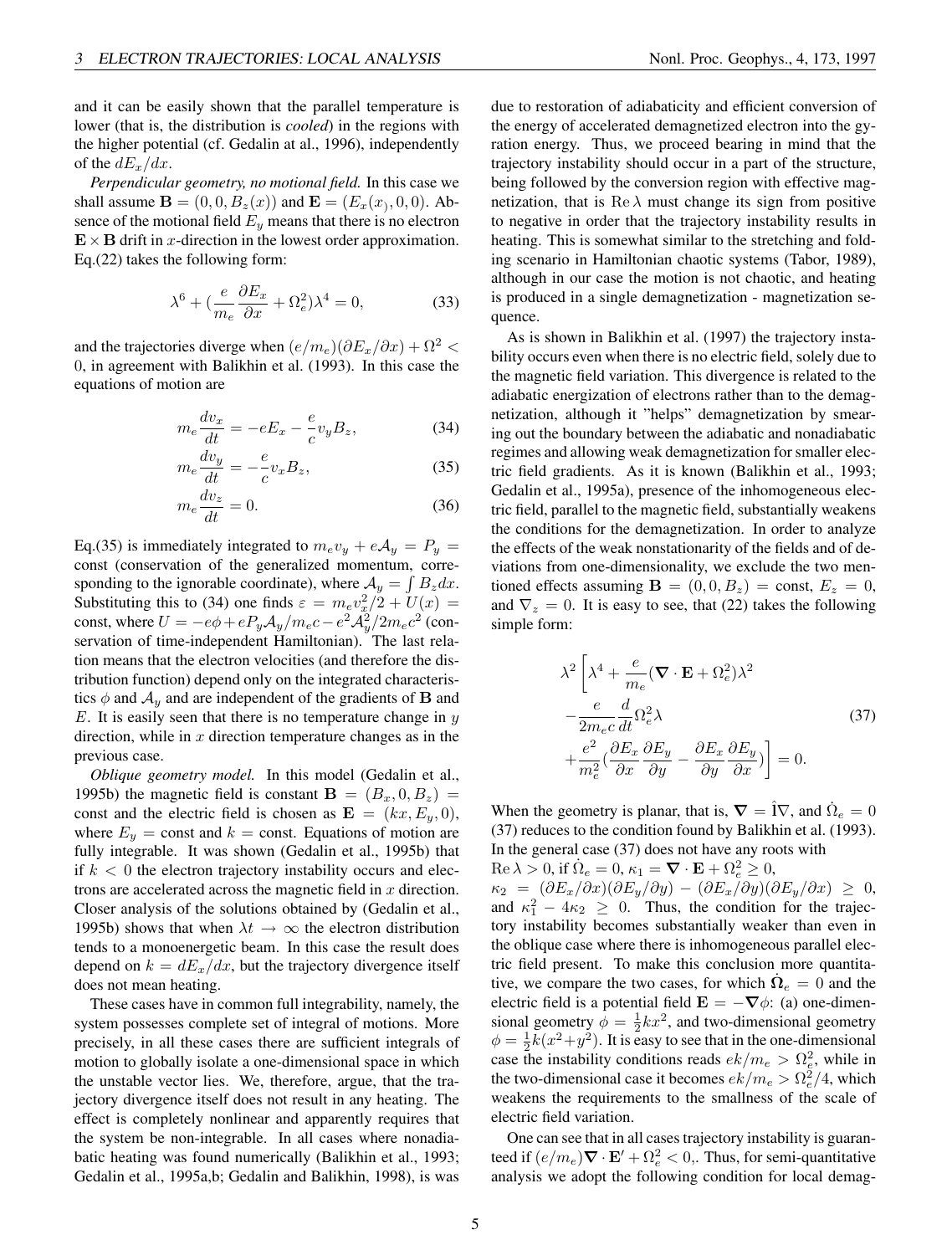and it can be easily shown that the parallel temperature is lower (that is, the distribution is *cooled*) in the regions with the higher potential (cf. Gedalin at al., 1996), independently of the $dE_x/dx$.

*Perpendicular geometry, no motional field.* In this case we shall assume $\mathbf{B} = (0, 0, B_z(x))$ and $\mathbf{E} = (E_x(x), 0, 0)$. Absence of the motional field $E_y$ means that there is no electron $\mathbf{E} \times \mathbf{B}$ drift in $x$-direction in the lowest order approximation. Eq.(22) takes the following form:

$$\lambda^6 + (\frac{e}{m_e}\frac{\partial E_x}{\partial x} + \Omega_e^2)\lambda^4 = 0, \tag{33}$$

and the trajectories diverge when $(e/m_e)(\partial E_x/\partial x) + \Omega^2 < 0$, in agreement with Balikhin et al. (1993). In this case the equations of motion are

$$m_e \frac{dv_x}{dt} = -eE_x - \frac{e}{c} v_y B_z, \tag{34}$$

$$m_e \frac{dv_y}{dt} = -\frac{e}{c} v_x B_z, \tag{35}$$

$$m_e \frac{dv_z}{dt} = 0. \tag{36}$$

Eq.(35) is immediately integrated to $m_e v_y + e\mathcal{A}_y = P_y =$ const (conservation of the generalized momentum, corresponding to the ignorable coordinate), where $\mathcal{A}_y = \int B_z dx$. Substituting this to (34) one finds $\varepsilon = m_e v_x^2/2 + U(x) =$ const, where $U = -e\phi + eP_y\mathcal{A}_y/m_e c - e^2\mathcal{A}_y^2/2m_e c^2$ (conservation of time-independent Hamiltonian). The last relation means that the electron velocities (and therefore the distribution function) depend only on the integrated characteristics $\phi$ and $\mathcal{A}_y$ and are independent of the gradients of $\mathbf{B}$ and $E$. It is easily seen that there is no temperature change in $y$ direction, while in $x$ direction temperature changes as in the previous case.

*Oblique geometry model.* In this model (Gedalin et al., 1995b) the magnetic field is constant $\mathbf{B} = (B_x, 0, B_z) =$ const and the electric field is chosen as $\mathbf{E} = (kx, E_y, 0)$, where $E_y =$ const and $k =$ const. Equations of motion are fully integrable. It was shown (Gedalin et al., 1995b) that if $k < 0$ the electron trajectory instability occurs and electrons are accelerated across the magnetic field in $x$ direction. Closer analysis of the solutions obtained by (Gedalin et al., 1995b) shows that when $\lambda t \to \infty$ the electron distribution tends to a monoenergetic beam. In this case the result does depend on $k = dE_x/dx$, but the trajectory divergence itself does not mean heating.

These cases have in common full integrability, namely, the system possesses complete set of integral of motions. More precisely, in all these cases there are sufficient integrals of motion to globally isolate a one-dimensional space in which the unstable vector lies. We, therefore, argue, that the trajectory divergence itself does not result in any heating. The effect is completely nonlinear and apparently requires that the system be non-integrable. In all cases where nonadiabatic heating was found numerically (Balikhin et al., 1993; Gedalin et al., 1995a,b; Gedalin and Balikhin, 1998), is was due to restoration of adiabaticity and efficient conversion of the energy of accelerated demagnetized electron into the gyration energy. Thus, we proceed bearing in mind that the trajectory instability should occur in a part of the structure, being followed by the conversion region with effective magnetization, that is $\mathrm{Re}\,\lambda$ must change its sign from positive to negative in order that the trajectory instability results in heating. This is somewhat similar to the stretching and folding scenario in Hamiltonian chaotic systems (Tabor, 1989), although in our case the motion is not chaotic, and heating is produced in a single demagnetization - magnetization sequence.

As is shown in Balikhin et al. (1997) the trajectory instability occurs even when there is no electric field, solely due to the magnetic field variation. This divergence is related to the adiabatic energization of electrons rather than to the demagnetization, although it "helps" demagnetization by smearing out the boundary between the adiabatic and nonadiabatic regimes and allowing weak demagnetization for smaller electric field gradients. As it is known (Balikhin et al., 1993; Gedalin et al., 1995a), presence of the inhomogeneous electric field, parallel to the magnetic field, substantially weakens the conditions for the demagnetization. In order to analyze the effects of the weak nonstationarity of the fields and of deviations from one-dimensionality, we exclude the two mentioned effects assuming $\mathbf{B} = (0, 0, B_z) =$ const, $E_z = 0$, and $\nabla_z = 0$. It is easy to see, that (22) takes the following simple form:

$$\begin{aligned}
&\lambda^2 \Big[\lambda^4 + \frac{e}{m_e}(\boldsymbol{\nabla}\cdot\mathbf{E} + \Omega_e^2)\lambda^2 \\
&-\frac{e}{2m_e c}\frac{d}{dt}\Omega_e^2\lambda \\
&+\frac{e^2}{m_e^2}(\frac{\partial E_x}{\partial x}\frac{\partial E_y}{\partial y} - \frac{\partial E_x}{\partial y}\frac{\partial E_y}{\partial x})\Big] = 0.
\end{aligned} \tag{37}$$

When the geometry is planar, that is, $\boldsymbol{\nabla} = \hat{1}\nabla$, and $\dot{\Omega}_e = 0$ (37) reduces to the condition found by Balikhin et al. (1993). In the general case (37) does not have any roots with $\mathrm{Re}\,\lambda > 0$, if $\dot{\Omega}_e = 0$, $\kappa_1 = \boldsymbol{\nabla}\cdot\mathbf{E} + \Omega_e^2 \geq 0$, $\kappa_2 = (\partial E_x/\partial x)(\partial E_y/\partial y) - (\partial E_x/\partial y)(\partial E_y/\partial x) \geq 0$, and $\kappa_1^2 - 4\kappa_2 \geq 0$. Thus, the condition for the trajectory instability becomes substantially weaker than even in the oblique case where there is inhomogeneous parallel electric field present. To make this conclusion more quantitative, we compare the two cases, for which $\dot{\boldsymbol{\Omega}}_e = 0$ and the electric field is a potential field $\mathbf{E} = -\boldsymbol{\nabla}\phi$: (a) one-dimensional geometry $\phi = \frac{1}{2}kx^2$, and two-dimensional geometry $\phi = \frac{1}{2}k(x^2+y^2)$. It is easy to see that in the one-dimensional case the instability conditions reads $ek/m_e > \Omega_e^2$, while in the two-dimensional case it becomes $ek/m_e > \Omega_e^2/4$, which weakens the requirements to the smallness of the scale of electric field variation.

One can see that in all cases trajectory instability is guaranteed if $(e/m_e)\boldsymbol{\nabla}\cdot\mathbf{E}' + \Omega_e^2 < 0$,. Thus, for semi-quantitative analysis we adopt the following condition for local demag-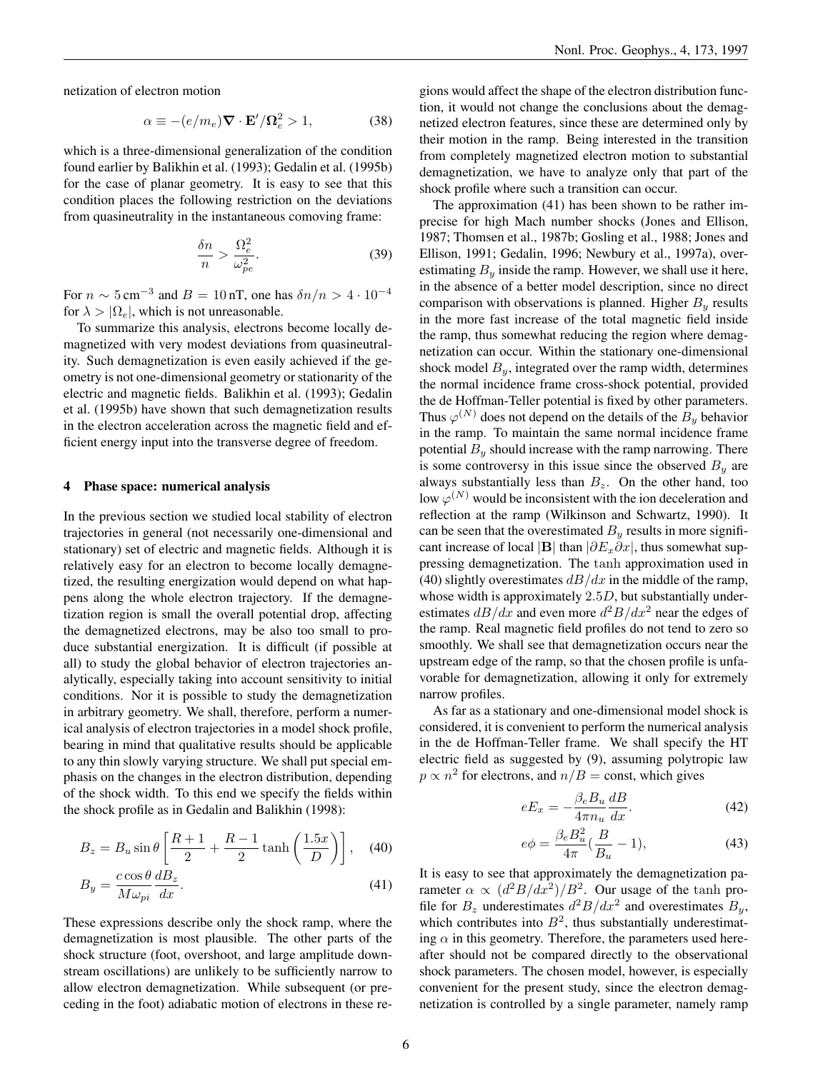netization of electron motion

$$\alpha \equiv -(e/m_e)\boldsymbol{\nabla}\cdot\mathbf{E}'/\boldsymbol{\Omega}_e^2 > 1, \tag{38}$$

which is a three-dimensional generalization of the condition found earlier by Balikhin et al. (1993); Gedalin et al. (1995b) for the case of planar geometry. It is easy to see that this condition places the following restriction on the deviations from quasineutrality in the instantaneous comoving frame:

$$\frac{\delta n}{n} > \frac{\Omega_e^2}{\omega_{pe}^2}. \tag{39}$$

For $n \sim 5\,\mathrm{cm}^{-3}$ and $B = 10\,\mathrm{nT}$, one has $\delta n/n > 4\cdot 10^{-4}$ for $\lambda > |\Omega_e|$, which is not unreasonable.

To summarize this analysis, electrons become locally demagnetized with very modest deviations from quasineutrality. Such demagnetization is even easily achieved if the geometry is not one-dimensional geometry or stationarity of the electric and magnetic fields. Balikhin et al. (1993); Gedalin et al. (1995b) have shown that such demagnetization results in the electron acceleration across the magnetic field and efficient energy input into the transverse degree of freedom.

## 4 Phase space: numerical analysis

In the previous section we studied local stability of electron trajectories in general (not necessarily one-dimensional and stationary) set of electric and magnetic fields. Although it is relatively easy for an electron to become locally demagnetized, the resulting energization would depend on what happens along the whole electron trajectory. If the demagnetization region is small the overall potential drop, affecting the demagnetized electrons, may be also too small to produce substantial energization. It is difficult (if possible at all) to study the global behavior of electron trajectories analytically, especially taking into account sensitivity to initial conditions. Nor it is possible to study the demagnetization in arbitrary geometry. We shall, therefore, perform a numerical analysis of electron trajectories in a model shock profile, bearing in mind that qualitative results should be applicable to any thin slowly varying structure. We shall put special emphasis on the changes in the electron distribution, depending of the shock width. To this end we specify the fields within the shock profile as in Gedalin and Balikhin (1998):

$$B_z = B_u \sin\theta\left[\frac{R+1}{2} + \frac{R-1}{2}\tanh\left(\frac{1.5x}{D}\right)\right], \tag{40}$$

$$B_y = \frac{c\cos\theta}{M\omega_{pi}}\frac{dB_z}{dx}. \tag{41}$$

These expressions describe only the shock ramp, where the demagnetization is most plausible. The other parts of the shock structure (foot, overshoot, and large amplitude downstream oscillations) are unlikely to be sufficiently narrow to allow electron demagnetization. While subsequent (or preceding in the foot) adiabatic motion of electrons in these regions would affect the shape of the electron distribution function, it would not change the conclusions about the demagnetized electron features, since these are determined only by their motion in the ramp. Being interested in the transition from completely magnetized electron motion to substantial demagnetization, we have to analyze only that part of the shock profile where such a transition can occur.

The approximation (41) has been shown to be rather imprecise for high Mach number shocks (Jones and Ellison, 1987; Thomsen et al., 1987b; Gosling et al., 1988; Jones and Ellison, 1991; Gedalin, 1996; Newbury et al., 1997a), overestimating $B_y$ inside the ramp. However, we shall use it here, in the absence of a better model description, since no direct comparison with observations is planned. Higher $B_y$ results in the more fast increase of the total magnetic field inside the ramp, thus somewhat reducing the region where demagnetization can occur. Within the stationary one-dimensional shock model $B_y$, integrated over the ramp width, determines the normal incidence frame cross-shock potential, provided the de Hoffman-Teller potential is fixed by other parameters. Thus $\varphi^{(N)}$ does not depend on the details of the $B_y$ behavior in the ramp. To maintain the same normal incidence frame potential $B_y$ should increase with the ramp narrowing. There is some controversy in this issue since the observed $B_y$ are always substantially less than $B_z$. On the other hand, too low $\varphi^{(N)}$ would be inconsistent with the ion deceleration and reflection at the ramp (Wilkinson and Schwartz, 1990). It can be seen that the overestimated $B_y$ results in more significant increase of local $|\mathbf{B}|$ than $|\partial E_x\partial x|$, thus somewhat suppressing demagnetization. The tanh approximation used in (40) slightly overestimates $dB/dx$ in the middle of the ramp, whose width is approximately $2.5D$, but substantially underestimates $dB/dx$ and even more $d^2B/dx^2$ near the edges of the ramp. Real magnetic field profiles do not tend to zero so smoothly. We shall see that demagnetization occurs near the upstream edge of the ramp, so that the chosen profile is unfavorable for demagnetization, allowing it only for extremely narrow profiles.

As far as a stationary and one-dimensional model shock is considered, it is convenient to perform the numerical analysis in the de Hoffman-Teller frame. We shall specify the HT electric field as suggested by (9), assuming polytropic law $p \propto n^2$ for electrons, and $n/B = \mathrm{const}$, which gives

$$eE_x = -\frac{\beta_e B_u}{4\pi n_u}\frac{dB}{dx}. \tag{42}$$

$$e\phi = \frac{\beta_e B_u^2}{4\pi}\left(\frac{B}{B_u} - 1\right), \tag{43}$$

It is easy to see that approximately the demagnetization parameter $\alpha \propto (d^2B/dx^2)/B^2$. Our usage of the tanh profile for $B_z$ underestimates $d^2B/dx^2$ and overestimates $B_y$, which contributes into $B^2$, thus substantially underestimating $\alpha$ in this geometry. Therefore, the parameters used hereafter should not be compared directly to the observational shock parameters. The chosen model, however, is especially convenient for the present study, since the electron demagnetization is controlled by a single parameter, namely ramp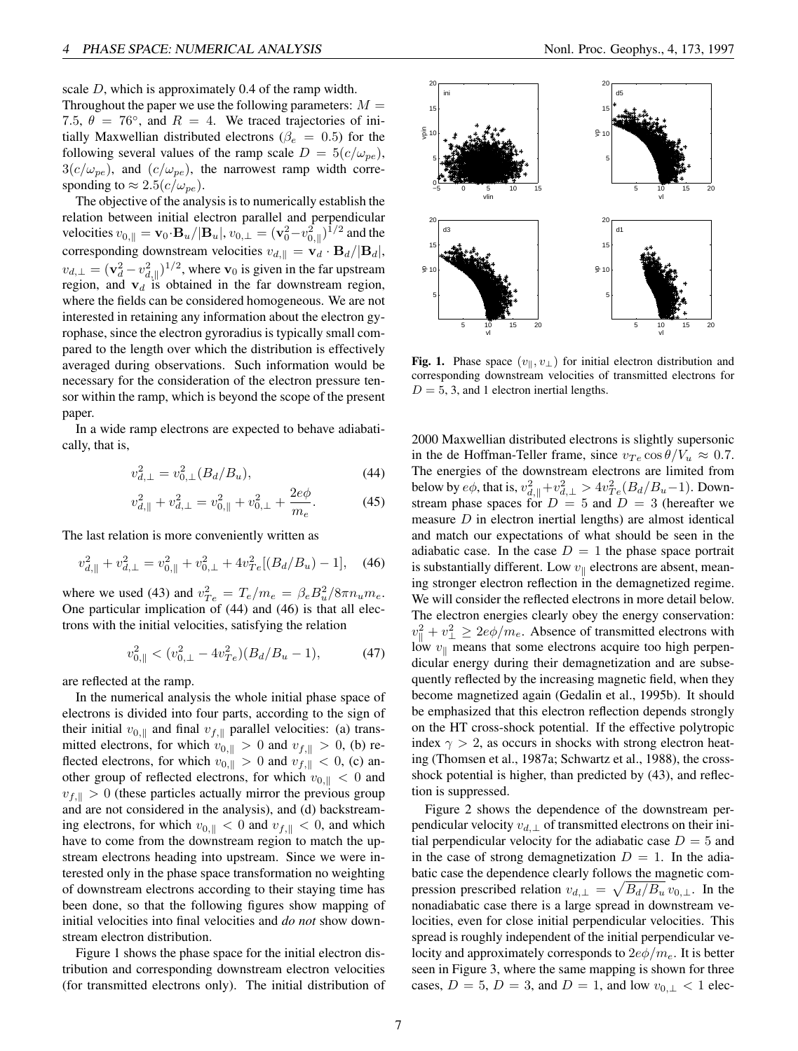scale $D$, which is approximately 0.4 of the ramp width.

Throughout the paper we use the following parameters: $M = 7.5$, $\theta = 76^\circ$, and $R = 4$. We traced trajectories of initially Maxwellian distributed electrons ($\beta_e = 0.5$) for the following several values of the ramp scale $D = 5(c/\omega_{pe})$, $3(c/\omega_{pe})$, and $(c/\omega_{pe})$, the narrowest ramp width corresponding to $\approx 2.5(c/\omega_{pe})$.

The objective of the analysis is to numerically establish the relation between initial electron parallel and perpendicular velocities $v_{0,\parallel} = \mathbf{v}_0 \cdot \mathbf{B}_u/|\mathbf{B}_u|$, $v_{0,\perp} = (\mathbf{v}_0^2 - v_{0,\parallel}^2)^{1/2}$ and the corresponding downstream velocities $v_{d,\parallel} = \mathbf{v}_d \cdot \mathbf{B}_d/|\mathbf{B}_d|$, $v_{d,\perp} = (\mathbf{v}_d^2 - v_{d,\parallel}^2)^{1/2}$, where $\mathbf{v}_0$ is given in the far upstream region, and $\mathbf{v}_d$ is obtained in the far downstream region, where the fields can be considered homogeneous. We are not interested in retaining any information about the electron gyrophase, since the electron gyroradius is typically small compared to the length over which the distribution is effectively averaged during observations. Such information would be necessary for the consideration of the electron pressure tensor within the ramp, which is beyond the scope of the present paper.

In a wide ramp electrons are expected to behave adiabatically, that is,

$$v_{d,\perp}^2 = v_{0,\perp}^2 (B_d/B_u), \tag{44}$$

$$v_{d,\parallel}^2 + v_{d,\perp}^2 = v_{0,\parallel}^2 + v_{0,\perp}^2 + \frac{2e\phi}{m_e}. \tag{45}$$

The last relation is more conveniently written as

$$v_{d,\parallel}^2 + v_{d,\perp}^2 = v_{0,\parallel}^2 + v_{0,\perp}^2 + 4v_{Te}^2[(B_d/B_u) - 1], \tag{46}$$

where we used (43) and $v_{Te}^2 = T_e/m_e = \beta_e B_u^2/8\pi n_u m_e$. One particular implication of (44) and (46) is that all electrons with the initial velocities, satisfying the relation

$$v_{0,\parallel}^2 < (v_{0,\perp}^2 - 4v_{Te}^2)(B_d/B_u - 1), \tag{47}$$

are reflected at the ramp.

In the numerical analysis the whole initial phase space of electrons is divided into four parts, according to the sign of their initial $v_{0,\parallel}$ and final $v_{f,\parallel}$ parallel velocities: (a) transmitted electrons, for which $v_{0,\parallel} > 0$ and $v_{f,\parallel} > 0$, (b) reflected electrons, for which $v_{0,\parallel} > 0$ and $v_{f,\parallel} < 0$, (c) another group of reflected electrons, for which $v_{0,\parallel} < 0$ and $v_{f,\parallel} > 0$ (these particles actually mirror the previous group and are not considered in the analysis), and (d) backstreaming electrons, for which $v_{0,\parallel} < 0$ and $v_{f,\parallel} < 0$, and which have to come from the downstream region to match the upstream electrons heading into upstream. Since we were interested only in the phase space transformation no weighting of downstream electrons according to their staying time has been done, so that the following figures show mapping of initial velocities into final velocities and *do not* show downstream electron distribution.

Figure 1 shows the phase space for the initial electron distribution and corresponding downstream electron velocities (for transmitted electrons only). The initial distribution of 2000 Maxwellian distributed electrons is slightly supersonic in the de Hoffman-Teller frame, since $v_{Te}\cos\theta/V_u \approx 0.7$. The energies of the downstream electrons are limited from below by $e\phi$, that is, $v_{d,\parallel}^2 + v_{d,\perp}^2 > 4v_{Te}^2(B_d/B_u - 1)$. Downstream phase spaces for $D = 5$ and $D = 3$ (hereafter we measure $D$ in electron inertial lengths) are almost identical and match our expectations of what should be seen in the adiabatic case. In the case $D = 1$ the phase space portrait is substantially different. Low $v_\parallel$ electrons are absent, meaning stronger electron reflection in the demagnetized regime. We will consider the reflected electrons in more detail below. The electron energies clearly obey the energy conservation: $v_\parallel^2 + v_\perp^2 \geq 2e\phi/m_e$. Absence of transmitted electrons with low $v_\parallel$ means that some electrons acquire too high perpendicular energy during their demagnetization and are subsequently reflected by the increasing magnetic field, when they become magnetized again (Gedalin et al., 1995b). It should be emphasized that this electron reflection depends strongly on the HT cross-shock potential. If the effective polytropic index $\gamma > 2$, as occurs in shocks with strong electron heating (Thomsen et al., 1987a; Schwartz et al., 1988), the cross-shock potential is higher, than predicted by (43), and reflection is suppressed.

**Fig. 1.** Phase space $(v_\parallel, v_\perp)$ for initial electron distribution and corresponding downstream velocities of transmitted electrons for $D = 5$, 3, and 1 electron inertial lengths.

Figure 2 shows the dependence of the downstream perpendicular velocity $v_{d,\perp}$ of transmitted electrons on their initial perpendicular velocity for the adiabatic case $D = 5$ and in the case of strong demagnetization $D = 1$. In the adiabatic case the dependence clearly follows the magnetic compression prescribed relation $v_{d,\perp} = \sqrt{B_d/B_u}\, v_{0,\perp}$. In the nonadiabatic case there is a large spread in downstream velocities, even for close initial perpendicular velocities. This spread is roughly independent of the initial perpendicular velocity and approximately corresponds to $2e\phi/m_e$. It is better seen in Figure 3, where the same mapping is shown for three cases, $D = 5$, $D = 3$, and $D = 1$, and low $v_{0,\perp} < 1$ elec-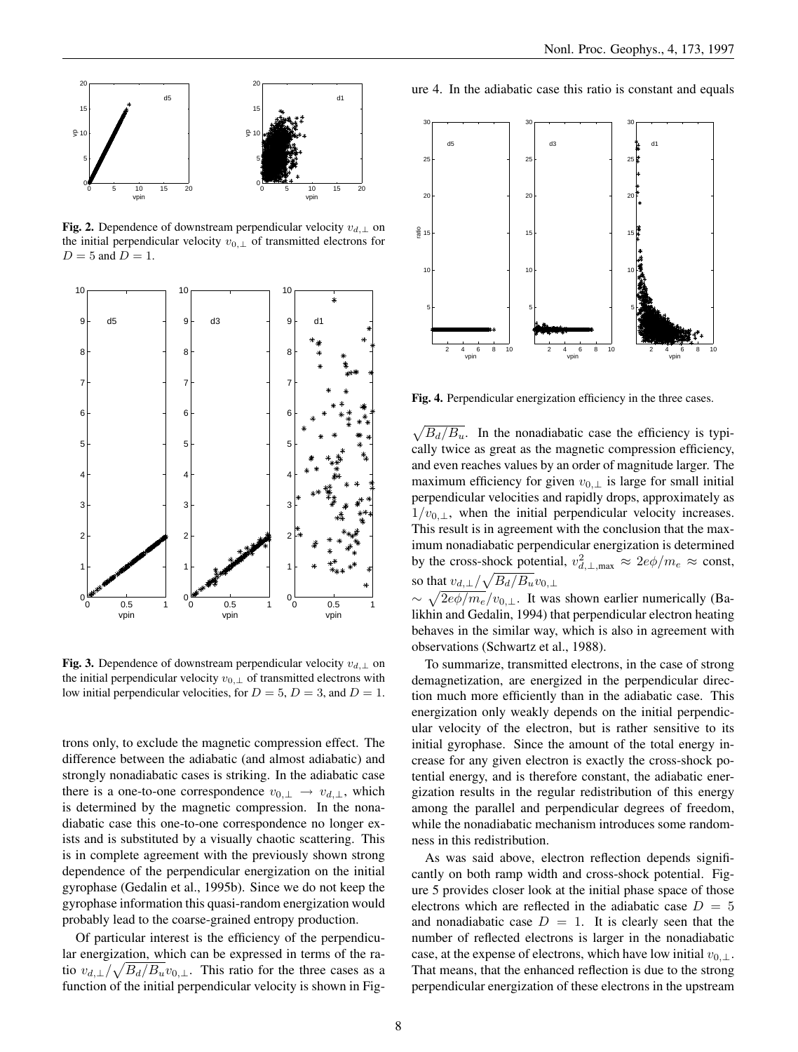**Fig. 2.** Dependence of downstream perpendicular velocity $v_{d,\perp}$ on the initial perpendicular velocity $v_{0,\perp}$ of transmitted electrons for $D = 5$ and $D = 1$.

**Fig. 3.** Dependence of downstream perpendicular velocity $v_{d,\perp}$ on the initial perpendicular velocity $v_{0,\perp}$ of transmitted electrons with low initial perpendicular velocities, for $D = 5$, $D = 3$, and $D = 1$.

trons only, to exclude the magnetic compression effect. The difference between the adiabatic (and almost adiabatic) and strongly nonadiabatic cases is striking. In the adiabatic case there is a one-to-one correspondence $v_{0,\perp} \rightarrow v_{d,\perp}$, which is determined by the magnetic compression. In the nonadiabatic case this one-to-one correspondence no longer exists and is substituted by a visually chaotic scattering. This is in complete agreement with the previously shown strong dependence of the perpendicular energization on the initial gyrophase (Gedalin et al., 1995b). Since we do not keep the gyrophase information this quasi-random energization would probably lead to the coarse-grained entropy production.

Of particular interest is the efficiency of the perpendicular energization, which can be expressed in terms of the ratio $v_{d,\perp}/\sqrt{B_d/B_u}v_{0,\perp}$. This ratio for the three cases as a function of the initial perpendicular velocity is shown in Figure 4. In the adiabatic case this ratio is constant and equals

**Fig. 4.** Perpendicular energization efficiency in the three cases.

$\sqrt{B_d/B_u}$. In the nonadiabatic case the efficiency is typically twice as great as the magnetic compression efficiency, and even reaches values by an order of magnitude larger. The maximum efficiency for given $v_{0,\perp}$ is large for small initial perpendicular velocities and rapidly drops, approximately as $1/v_{0,\perp}$, when the initial perpendicular velocity increases. This result is in agreement with the conclusion that the maximum nonadiabatic perpendicular energization is determined by the cross-shock potential, $v^2_{d,\perp,\max} \approx 2e\phi/m_e \approx$ const, so that $v_{d,\perp}/\sqrt{B_d/B_u}v_{0,\perp}$ $\sim \sqrt{2e\phi/m_e}/v_{0,\perp}$. It was shown earlier numerically (Balikhin and Gedalin, 1994) that perpendicular electron heating behaves in the similar way, which is also in agreement with observations (Schwartz et al., 1988).

To summarize, transmitted electrons, in the case of strong demagnetization, are energized in the perpendicular direction much more efficiently than in the adiabatic case. This energization only weakly depends on the initial perpendicular velocity of the electron, but is rather sensitive to its initial gyrophase. Since the amount of the total energy increase for any given electron is exactly the cross-shock potential energy, and is therefore constant, the adiabatic energization results in the regular redistribution of this energy among the parallel and perpendicular degrees of freedom, while the nonadiabatic mechanism introduces some randomness in this redistribution.

As was said above, electron reflection depends significantly on both ramp width and cross-shock potential. Figure 5 provides closer look at the initial phase space of those electrons which are reflected in the adiabatic case $D = 5$ and nonadiabatic case $D = 1$. It is clearly seen that the number of reflected electrons is larger in the nonadiabatic case, at the expense of electrons, which have low initial $v_{0,\perp}$. That means, that the enhanced reflection is due to the strong perpendicular energization of these electrons in the upstream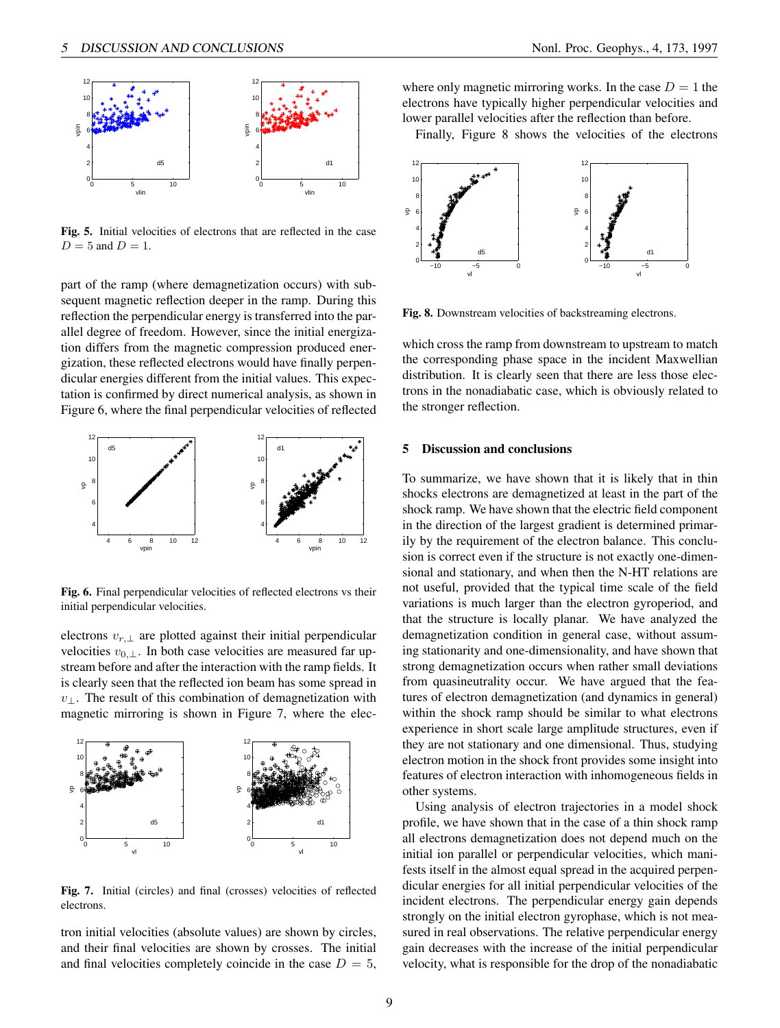Fig. 5. Initial velocities of electrons that are reflected in the case $D = 5$ and $D = 1$.

part of the ramp (where demagnetization occurs) with subsequent magnetic reflection deeper in the ramp. During this reflection the perpendicular energy is transferred into the parallel degree of freedom. However, since the initial energization differs from the magnetic compression produced energization, these reflected electrons would have finally perpendicular energies different from the initial values. This expectation is confirmed by direct numerical analysis, as shown in Figure 6, where the final perpendicular velocities of reflected electrons $v_{r,\perp}$ are plotted against their initial perpendicular velocities $v_{0,\perp}$. In both case velocities are measured far upstream before and after the interaction with the ramp fields. It is clearly seen that the reflected ion beam has some spread in $v_\perp$. The result of this combination of demagnetization with magnetic mirroring is shown in Figure 7, where the electron initial velocities (absolute values) are shown by circles, and their final velocities are shown by crosses. The initial and final velocities completely coincide in the case $D = 5$, where only magnetic mirroring works. In the case $D = 1$ the electrons have typically higher perpendicular velocities and lower parallel velocities after the reflection than before.

Fig. 6. Final perpendicular velocities of reflected electrons vs their initial perpendicular velocities.

Fig. 7. Initial (circles) and final (crosses) velocities of reflected electrons.

Finally, Figure 8 shows the velocities of the electrons which cross the ramp from downstream to upstream to match the corresponding phase space in the incident Maxwellian distribution. It is clearly seen that there are less those electrons in the nonadiabatic case, which is obviously related to the stronger reflection.

Fig. 8. Downstream velocities of backstreaming electrons.

## 5 Discussion and conclusions

To summarize, we have shown that it is likely that in thin shocks electrons are demagnetized at least in the part of the shock ramp. We have shown that the electric field component in the direction of the largest gradient is determined primarily by the requirement of the electron balance. This conclusion is correct even if the structure is not exactly one-dimensional and stationary, and when then the N-HT relations are not useful, provided that the typical time scale of the field variations is much larger than the electron gyroperiod, and that the structure is locally planar. We have analyzed the demagnetization condition in general case, without assuming stationarity and one-dimensionality, and have shown that strong demagnetization occurs when rather small deviations from quasineutrality occur. We have argued that the features of electron demagnetization (and dynamics in general) within the shock ramp should be similar to what electrons experience in short scale large amplitude structures, even if they are not stationary and one dimensional. Thus, studying electron motion in the shock front provides some insight into features of electron interaction with inhomogeneous fields in other systems.

Using analysis of electron trajectories in a model shock profile, we have shown that in the case of a thin shock ramp all electrons demagnetization does not depend much on the initial ion parallel or perpendicular velocities, which manifests itself in the almost equal spread in the acquired perpendicular energies for all initial perpendicular velocities of the incident electrons. The perpendicular energy gain depends strongly on the initial electron gyrophase, which is not measured in real observations. The relative perpendicular energy gain decreases with the increase of the initial perpendicular velocity, what is responsible for the drop of the nonadiabatic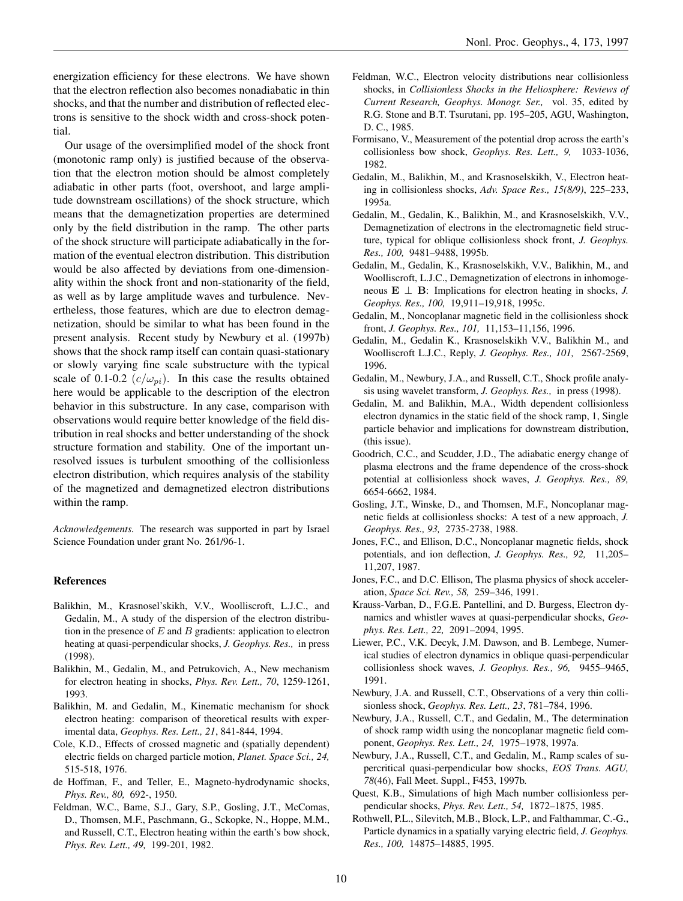energization efficiency for these electrons. We have shown that the electron reflection also becomes nonadiabatic in thin shocks, and that the number and distribution of reflected electrons is sensitive to the shock width and cross-shock potential.

Our usage of the oversimplified model of the shock front (monotonic ramp only) is justified because of the observation that the electron motion should be almost completely adiabatic in other parts (foot, overshoot, and large amplitude downstream oscillations) of the shock structure, which means that the demagnetization properties are determined only by the field distribution in the ramp. The other parts of the shock structure will participate adiabatically in the formation of the eventual electron distribution. This distribution would be also affected by deviations from one-dimensionality within the shock front and non-stationarity of the field, as well as by large amplitude waves and turbulence. Nevertheless, those features, which are due to electron demagnetization, should be similar to what has been found in the present analysis. Recent study by Newbury et al. (1997b) shows that the shock ramp itself can contain quasi-stationary or slowly varying fine scale substructure with the typical scale of 0.1-0.2 $(c/\omega_{pi})$. In this case the results obtained here would be applicable to the description of the electron behavior in this substructure. In any case, comparison with observations would require better knowledge of the field distribution in real shocks and better understanding of the shock structure formation and stability. One of the important unresolved issues is turbulent smoothing of the collisionless electron distribution, which requires analysis of the stability of the magnetized and demagnetized electron distributions within the ramp.

*Acknowledgements.* The research was supported in part by Israel Science Foundation under grant No. 261/96-1.

## References

Balikhin, M., Krasnosel'skikh, V.V., Woolliscroft, L.J.C., and Gedalin, M., A study of the dispersion of the electron distribution in the presence of $E$ and $B$ gradients: application to electron heating at quasi-perpendicular shocks, *J. Geophys. Res.,* in press (1998).

Balikhin, M., Gedalin, M., and Petrukovich, A., New mechanism for electron heating in shocks, *Phys. Rev. Lett., 70*, 1259-1261, 1993.

Balikhin, M. and Gedalin, M., Kinematic mechanism for shock electron heating: comparison of theoretical results with experimental data, *Geophys. Res. Lett., 21*, 841-844, 1994.

Cole, K.D., Effects of crossed magnetic and (spatially dependent) electric fields on charged particle motion, *Planet. Space Sci., 24,* 515-518, 1976.

de Hoffman, F., and Teller, E., Magneto-hydrodynamic shocks, *Phys. Rev., 80,* 692-, 1950.

Feldman, W.C., Bame, S.J., Gary, S.P., Gosling, J.T., McComas, D., Thomsen, M.F., Paschmann, G., Sckopke, N., Hoppe, M.M., and Russell, C.T., Electron heating within the earth's bow shock, *Phys. Rev. Lett., 49,* 199-201, 1982.

Feldman, W.C., Electron velocity distributions near collisionless shocks, in *Collisionless Shocks in the Heliosphere: Reviews of Current Research, Geophys. Monogr. Ser.,* vol. 35, edited by R.G. Stone and B.T. Tsurutani, pp. 195–205, AGU, Washington, D. C., 1985.

Formisano, V., Measurement of the potential drop across the earth's collisionless bow shock, *Geophys. Res. Lett., 9,* 1033-1036, 1982.

Gedalin, M., Balikhin, M., and Krasnoselskikh, V., Electron heating in collisionless shocks, *Adv. Space Res., 15(8/9)*, 225–233, 1995a.

Gedalin, M., Gedalin, K., Balikhin, M., and Krasnoselskikh, V.V., Demagnetization of electrons in the electromagnetic field structure, typical for oblique collisionless shock front, *J. Geophys. Res., 100,* 9481–9488, 1995b.

Gedalin, M., Gedalin, K., Krasnoselskikh, V.V., Balikhin, M., and Woolliscroft, L.J.C., Demagnetization of electrons in inhomogeneous $\mathbf{E} \perp \mathbf{B}$: Implications for electron heating in shocks, *J. Geophys. Res., 100,* 19,911–19,918, 1995c.

Gedalin, M., Noncoplanar magnetic field in the collisionless shock front, *J. Geophys. Res., 101,* 11,153–11,156, 1996.

Gedalin, M., Gedalin K., Krasnoselskikh V.V., Balikhin M., and Woolliscroft L.J.C., Reply, *J. Geophys. Res., 101,* 2567-2569, 1996.

Gedalin, M., Newbury, J.A., and Russell, C.T., Shock profile analysis using wavelet transform, *J. Geophys. Res.,* in press (1998).

Gedalin, M. and Balikhin, M.A., Width dependent collisionless electron dynamics in the static field of the shock ramp, 1, Single particle behavior and implications for downstream distribution, (this issue).

Goodrich, C.C., and Scudder, J.D., The adiabatic energy change of plasma electrons and the frame dependence of the cross-shock potential at collisionless shock waves, *J. Geophys. Res., 89,* 6654-6662, 1984.

Gosling, J.T., Winske, D., and Thomsen, M.F., Noncoplanar magnetic fields at collisionless shocks: A test of a new approach, *J. Geophys. Res., 93,* 2735-2738, 1988.

Jones, F.C., and Ellison, D.C., Noncoplanar magnetic fields, shock potentials, and ion deflection, *J. Geophys. Res., 92,* 11,205–11,207, 1987.

Jones, F.C., and D.C. Ellison, The plasma physics of shock acceleration, *Space Sci. Rev., 58,* 259–346, 1991.

Krauss-Varban, D., F.G.E. Pantellini, and D. Burgess, Electron dynamics and whistler waves at quasi-perpendicular shocks, *Geophys. Res. Lett., 22,* 2091–2094, 1995.

Liewer, P.C., V.K. Decyk, J.M. Dawson, and B. Lembege, Numerical studies of electron dynamics in oblique quasi-perpendicular collisionless shock waves, *J. Geophys. Res., 96,* 9455–9465, 1991.

Newbury, J.A. and Russell, C.T., Observations of a very thin collisionless shock, *Geophys. Res. Lett., 23*, 781–784, 1996.

Newbury, J.A., Russell, C.T., and Gedalin, M., The determination of shock ramp width using the noncoplanar magnetic field component, *Geophys. Res. Lett., 24,* 1975–1978, 1997a.

Newbury, J.A., Russell, C.T., and Gedalin, M., Ramp scales of supercritical quasi-perpendicular bow shocks, *EOS Trans. AGU, 78*(46), Fall Meet. Suppl., F453, 1997b.

Quest, K.B., Simulations of high Mach number collisionless perpendicular shocks, *Phys. Rev. Lett., 54,* 1872–1875, 1985.

Rothwell, P.L., Silevitch, M.B., Block, L.P., and Falthammar, C.-G., Particle dynamics in a spatially varying electric field, *J. Geophys. Res., 100,* 14875–14885, 1995.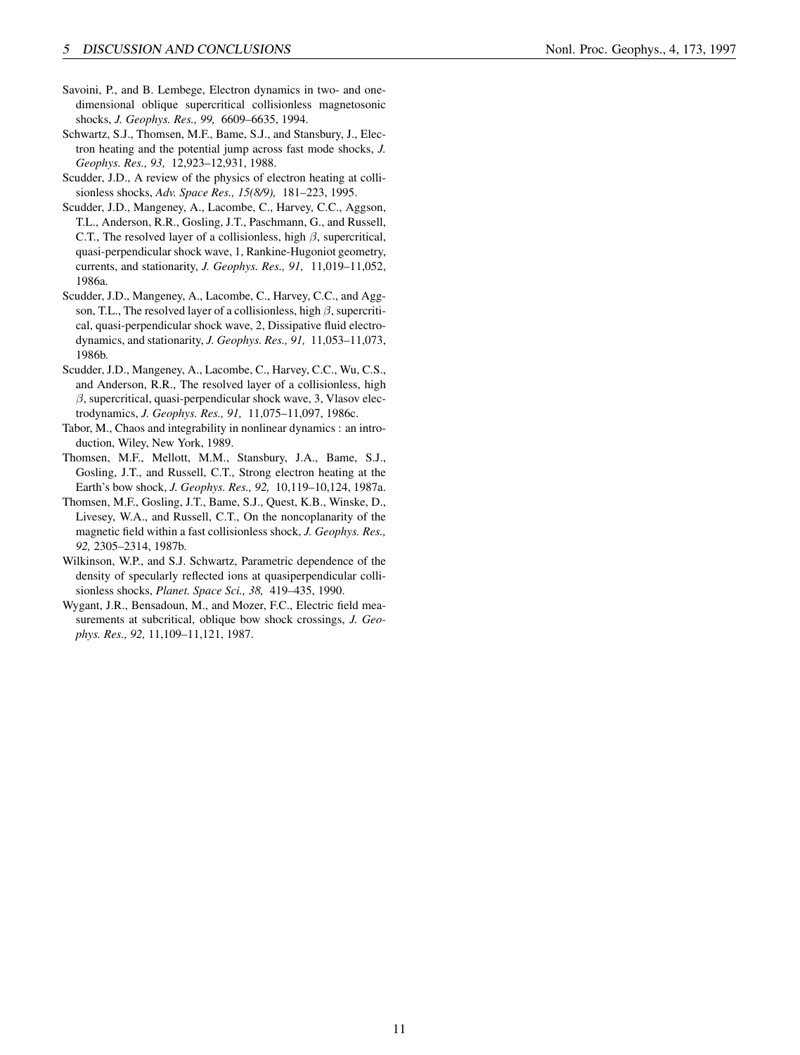Savoini, P., and B. Lembege, Electron dynamics in two- and one-dimensional oblique supercritical collisionless magnetosonic shocks, *J. Geophys. Res., 99,* 6609–6635, 1994.

Schwartz, S.J., Thomsen, M.F., Bame, S.J., and Stansbury, J., Electron heating and the potential jump across fast mode shocks, *J. Geophys. Res., 93,* 12,923–12,931, 1988.

Scudder, J.D., A review of the physics of electron heating at collisionless shocks, *Adv. Space Res., 15(8/9),* 181–223, 1995.

Scudder, J.D., Mangeney, A., Lacombe, C., Harvey, C.C., Aggson, T.L., Anderson, R.R., Gosling, J.T., Paschmann, G., and Russell, C.T., The resolved layer of a collisionless, high $\beta$, supercritical, quasi-perpendicular shock wave, 1, Rankine-Hugoniot geometry, currents, and stationarity, *J. Geophys. Res., 91,* 11,019–11,052, 1986a.

Scudder, J.D., Mangeney, A., Lacombe, C., Harvey, C.C., and Aggson, T.L., The resolved layer of a collisionless, high $\beta$, supercritical, quasi-perpendicular shock wave, 2, Dissipative fluid electrodynamics, and stationarity, *J. Geophys. Res., 91,* 11,053–11,073, 1986b.

Scudder, J.D., Mangeney, A., Lacombe, C., Harvey, C.C., Wu, C.S., and Anderson, R.R., The resolved layer of a collisionless, high $\beta$, supercritical, quasi-perpendicular shock wave, 3, Vlasov electrodynamics, *J. Geophys. Res., 91,* 11,075–11,097, 1986c.

Tabor, M., Chaos and integrability in nonlinear dynamics : an introduction, Wiley, New York, 1989.

Thomsen, M.F., Mellott, M.M., Stansbury, J.A., Bame, S.J., Gosling, J.T., and Russell, C.T., Strong electron heating at the Earth's bow shock, *J. Geophys. Res., 92,* 10,119–10,124, 1987a.

Thomsen, M.F., Gosling, J.T., Bame, S.J., Quest, K.B., Winske, D., Livesey, W.A., and Russell, C.T., On the noncoplanarity of the magnetic field within a fast collisionless shock, *J. Geophys. Res., 92,* 2305–2314, 1987b.

Wilkinson, W.P., and S.J. Schwartz, Parametric dependence of the density of specularly reflected ions at quasiperpendicular collisionless shocks, *Planet. Space Sci., 38,* 419–435, 1990.

Wygant, J.R., Bensadoun, M., and Mozer, F.C., Electric field measurements at subcritical, oblique bow shock crossings, *J. Geophys. Res., 92,* 11,109–11,121, 1987.